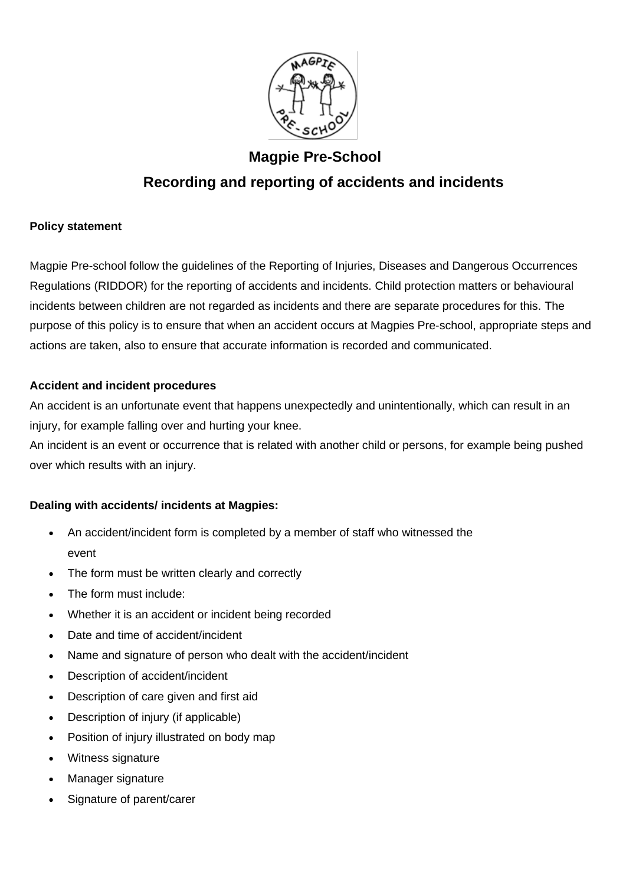# Magpie Pre-School

## Recording and reporting of accidents and incidents

**Policy statement**

Magpie Pre-school follow the guidelines of the Reporting of Injuries, Diseases and Dangerous Occurrences Regulations (RIDDOR) for the reporting of accidents and incidents. Child protection matters or behavioural incidents between children are not regarded as incidents and there are separate procedures for this. The purpose of this policy is to ensure that when an accident occurs at Magpies Pre-school, appropriate steps and actions are taken, also to ensure that accurate information is recorded and communicated.

**Accident and incident procedures**

An accident is an unfortunate event that happens unexpectedly and unintentionally, which can result in an injury, for example falling over and hurting your knee.

An incident is an event or occurrence that is related with another child or persons, for example being pushed over which results with an injury.

**Dealing with accidents/ incidents at Magpies:**

- An accident/incident form is completed by a member of staff who witnessed the event
- The form must be written clearly and correctly
- The form must include:
- Whether it is an accident or incident being recorded
- Date and time of accident/incident
- Name and signature of person who dealt with the accident/incident
- Description of accident/incident
- Description of care given and first aid
- Description of injury (if applicable)
- Position of injury illustrated on body map
- Witness signature
- Manager signature
- Signature of parent/carer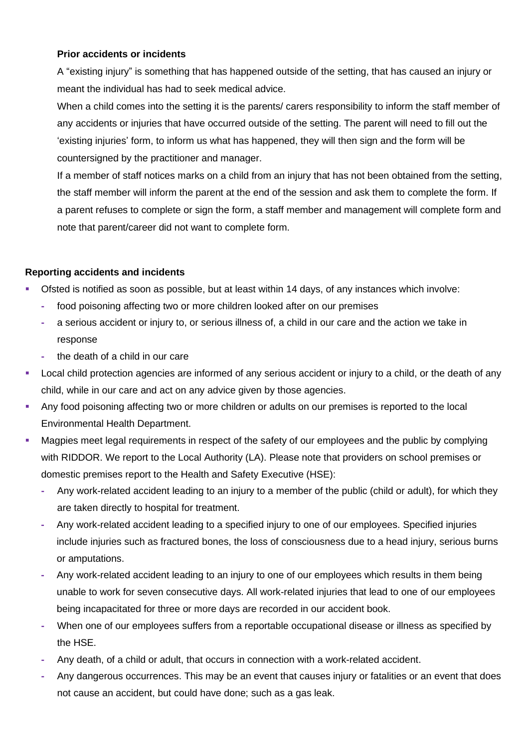**Prior accidents or incidents**

A "existing injury" is something that has happened outside of the setting, that has caused an injury or meant the individual has had to seek medical advice.

When a child comes into the setting it is the parents/ carers responsibility to inform the staff member of any accidents or injuries that have occurred outside of the setting. The parent will need to fill out the 'existing injuries' form, to inform us what has happened, they will then sign and the form will be countersigned by the practitioner and manager.

If a member of staff notices marks on a child from an injury that has not been obtained from the setting, the staff member will inform the parent at the end of the session and ask them to complete the form. If a parent refuses to complete or sign the form, a staff member and management will complete form and note that parent/career did not want to complete form.

**Reporting accidents and incidents**

- Ofsted is notified as soon as possible, but at least within 14 days, of any instances which involve:
  - food poisoning affecting two or more children looked after on our premises
  - a serious accident or injury to, or serious illness of, a child in our care and the action we take in response
  - the death of a child in our care
- Local child protection agencies are informed of any serious accident or injury to a child, or the death of any child, while in our care and act on any advice given by those agencies.
- Any food poisoning affecting two or more children or adults on our premises is reported to the local Environmental Health Department.
- Magpies meet legal requirements in respect of the safety of our employees and the public by complying with RIDDOR. We report to the Local Authority (LA). Please note that providers on school premises or domestic premises report to the Health and Safety Executive (HSE):
  - Any work-related accident leading to an injury to a member of the public (child or adult), for which they are taken directly to hospital for treatment.
  - Any work-related accident leading to a specified injury to one of our employees. Specified injuries include injuries such as fractured bones, the loss of consciousness due to a head injury, serious burns or amputations.
  - Any work-related accident leading to an injury to one of our employees which results in them being unable to work for seven consecutive days. All work-related injuries that lead to one of our employees being incapacitated for three or more days are recorded in our accident book.
  - When one of our employees suffers from a reportable occupational disease or illness as specified by the HSE.
  - Any death, of a child or adult, that occurs in connection with a work-related accident.
  - Any dangerous occurrences. This may be an event that causes injury or fatalities or an event that does not cause an accident, but could have done; such as a gas leak.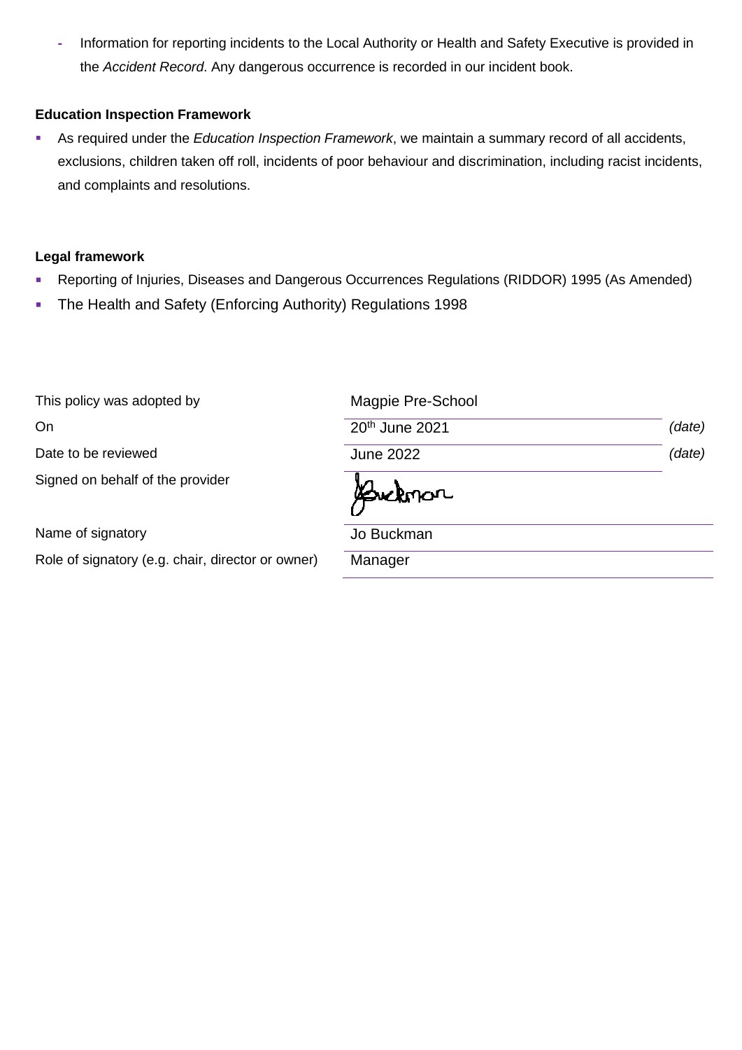- Information for reporting incidents to the Local Authority or Health and Safety Executive is provided in the *Accident Record*. Any dangerous occurrence is recorded in our incident book.

**Education Inspection Framework**

- As required under the *Education Inspection Framework*, we maintain a summary record of all accidents, exclusions, children taken off roll, incidents of poor behaviour and discrimination, including racist incidents, and complaints and resolutions.

**Legal framework**

- Reporting of Injuries, Diseases and Dangerous Occurrences Regulations (RIDDOR) 1995 (As Amended)
- The Health and Safety (Enforcing Authority) Regulations 1998

| | | |
|---|---|---|
| This policy was adopted by | Magpie Pre-School | |
| On | 20th June 2021 | *(date)* |
| Date to be reviewed | June 2022 | *(date)* |
| Signed on behalf of the provider | Buckman | |
| Name of signatory | Jo Buckman | |
| Role of signatory (e.g. chair, director or owner) | Manager | |